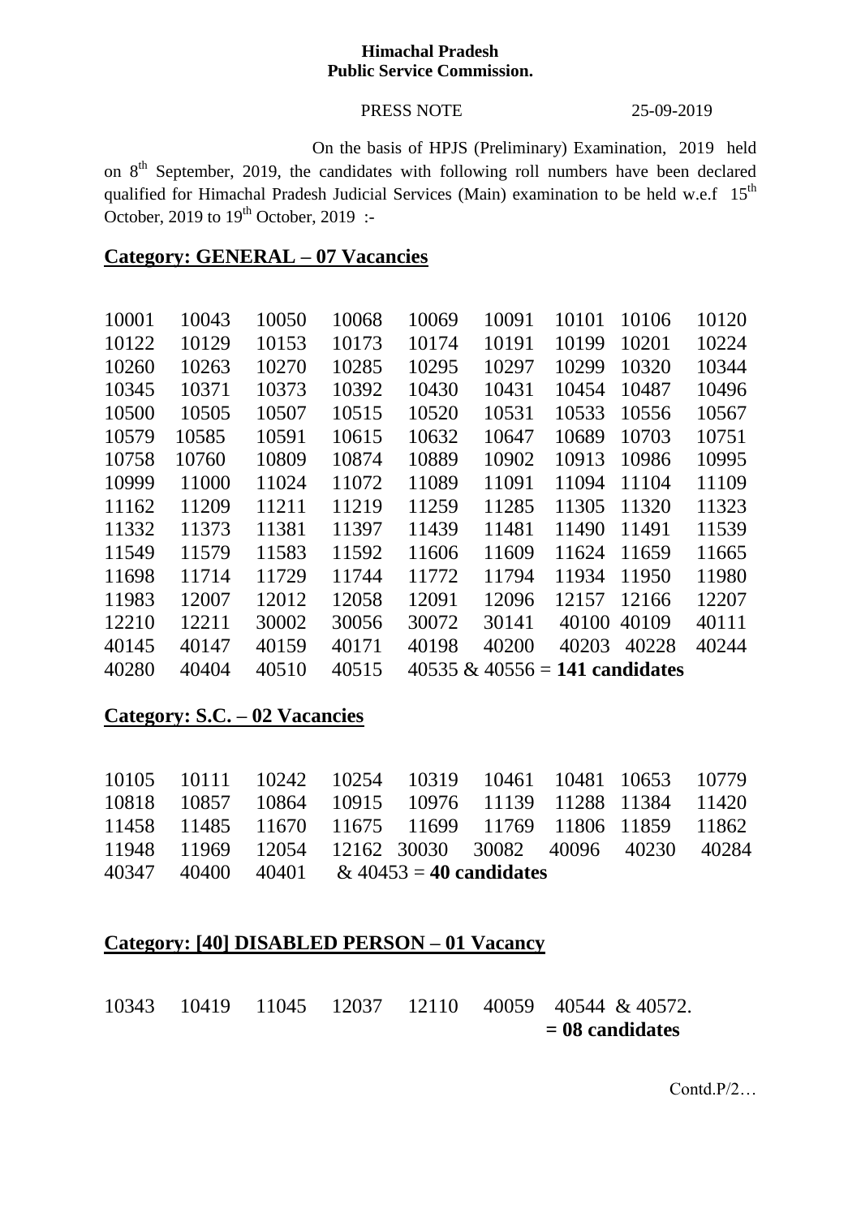**Himachal Pradesh**
**Public Service Commission.**

PRESS NOTE 25-09-2019

On the basis of HPJS (Preliminary) Examination, 2019 held on 8th September, 2019, the candidates with following roll numbers have been declared qualified for Himachal Pradesh Judicial Services (Main) examination to be held w.e.f 15th October, 2019 to 19th October, 2019 :-

## Category: GENERAL – 07 Vacancies

10001 10043 10050 10068 10069 10091 10101 10106 10120
10122 10129 10153 10173 10174 10191 10199 10201 10224
10260 10263 10270 10285 10295 10297 10299 10320 10344
10345 10371 10373 10392 10430 10431 10454 10487 10496
10500 10505 10507 10515 10520 10531 10533 10556 10567
10579 10585 10591 10615 10632 10647 10689 10703 10751
10758 10760 10809 10874 10889 10902 10913 10986 10995
10999 11000 11024 11072 11089 11091 11094 11104 11109
11162 11209 11211 11219 11259 11285 11305 11320 11323
11332 11373 11381 11397 11439 11481 11490 11491 11539
11549 11579 11583 11592 11606 11609 11624 11659 11665
11698 11714 11729 11744 11772 11794 11934 11950 11980
11983 12007 12012 12058 12091 12096 12157 12166 12207
12210 12211 30002 30056 30072 30141 40100 40109 40111
40145 40147 40159 40171 40198 40200 40203 40228 40244
40280 40404 40510 40515 40535 & 40556 = **141 candidates**

## Category: S.C. – 02 Vacancies

10105 10111 10242 10254 10319 10461 10481 10653 10779
10818 10857 10864 10915 10976 11139 11288 11384 11420
11458 11485 11670 11675 11699 11769 11806 11859 11862
11948 11969 12054 12162 30030 30082 40096 40230 40284
40347 40400 40401 & 40453 = **40 candidates**

## Category: [40] DISABLED PERSON – 01 Vacancy

10343 10419 11045 12037 12110 40059 40544 & 40572.
**= 08 candidates**

Contd.P/2…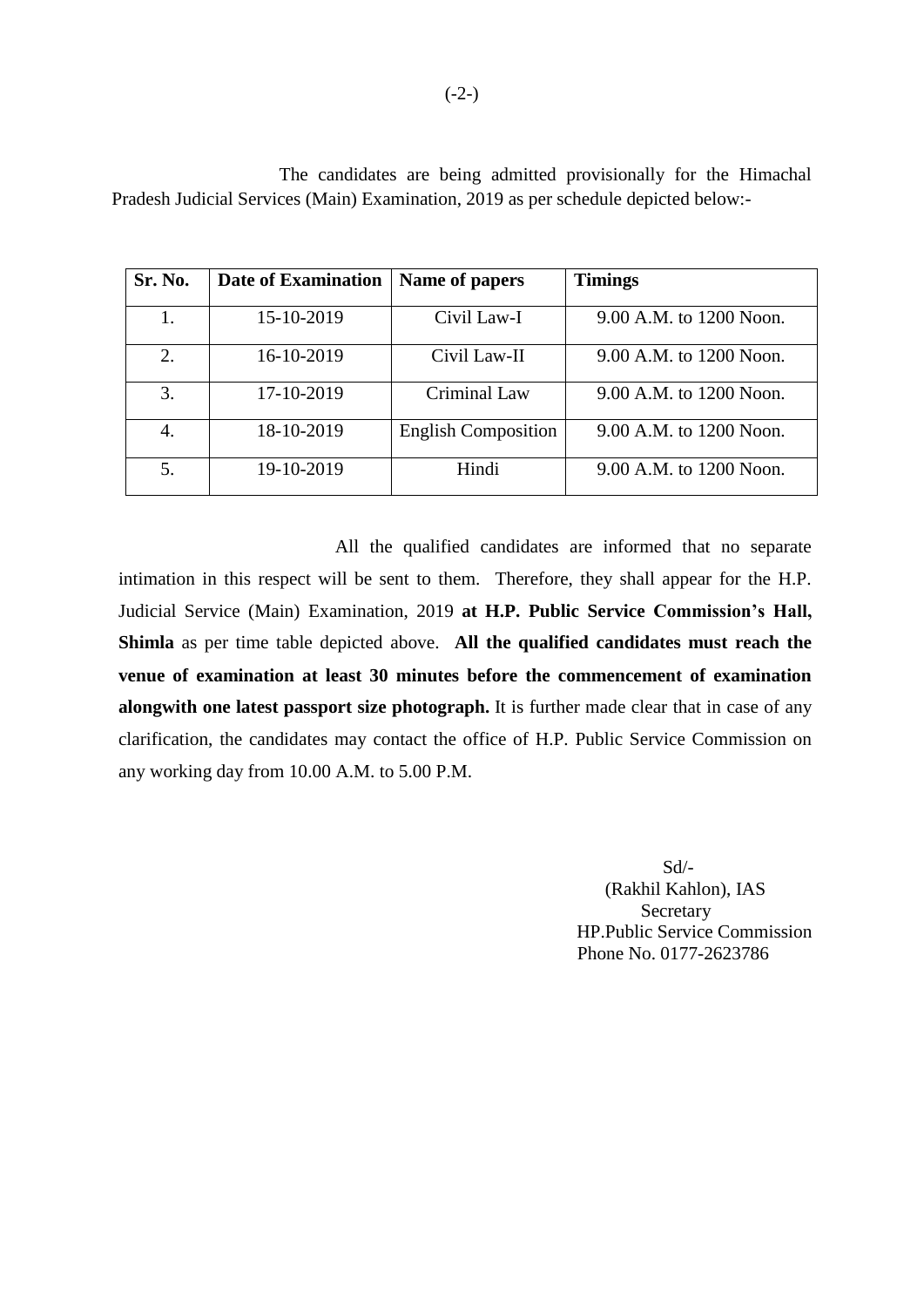The candidates are being admitted provisionally for the Himachal Pradesh Judicial Services (Main) Examination, 2019 as per schedule depicted below:-

| Sr. No. | Date of Examination | Name of papers | Timings |
|---|---|---|---|
| 1. | 15-10-2019 | Civil Law-I | 9.00 A.M. to 1200 Noon. |
| 2. | 16-10-2019 | Civil Law-II | 9.00 A.M. to 1200 Noon. |
| 3. | 17-10-2019 | Criminal Law | 9.00 A.M. to 1200 Noon. |
| 4. | 18-10-2019 | English Composition | 9.00 A.M. to 1200 Noon. |
| 5. | 19-10-2019 | Hindi | 9.00 A.M. to 1200 Noon. |

All the qualified candidates are informed that no separate intimation in this respect will be sent to them. Therefore, they shall appear for the H.P. Judicial Service (Main) Examination, 2019 **at H.P. Public Service Commission's Hall, Shimla** as per time table depicted above. **All the qualified candidates must reach the venue of examination at least 30 minutes before the commencement of examination alongwith one latest passport size photograph.** It is further made clear that in case of any clarification, the candidates may contact the office of H.P. Public Service Commission on any working day from 10.00 A.M. to 5.00 P.M.

Sd/-
(Rakhil Kahlon), IAS
Secretary
HP.Public Service Commission
Phone No. 0177-2623786